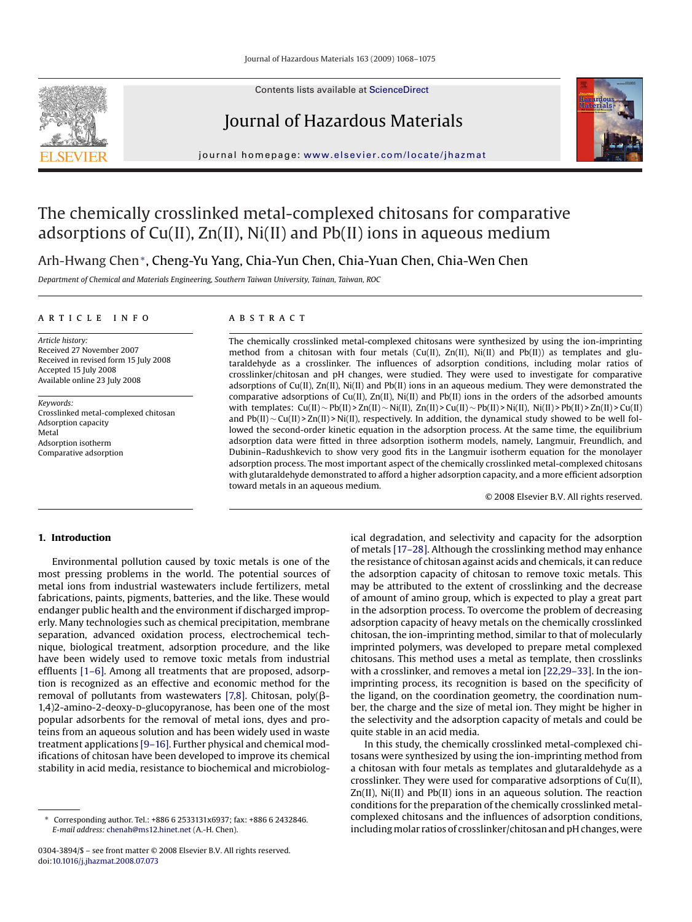# The chemically crosslinked metal-complexed chitosans for comparative adsorptions of Cu(II), Zn(II), Ni(II) and Pb(II) ions in aqueous medium

Arh-Hwang Chen*, Cheng-Yu Yang, Chia-Yun Chen, Chia-Yuan Chen, Chia-Wen Chen

*Department of Chemical and Materials Engineering, Southern Taiwan University, Tainan, Taiwan, ROC*

## ARTICLE INFO

*Article history:*
Received 27 November 2007
Received in revised form 15 July 2008
Accepted 15 July 2008
Available online 23 July 2008

*Keywords:*
Crosslinked metal-complexed chitosan
Adsorption capacity
Metal
Adsorption isotherm
Comparative adsorption

## ABSTRACT

The chemically crosslinked metal-complexed chitosans were synthesized by using the ion-imprinting method from a chitosan with four metals (Cu(II), Zn(II), Ni(II) and Pb(II)) as templates and glutaraldehyde as a crosslinker. The influences of adsorption conditions, including molar ratios of crosslinker/chitosan and pH changes, were studied. They were used to investigate for comparative adsorptions of Cu(II), Zn(II), Ni(II) and Pb(II) ions in an aqueous medium. They were demonstrated the comparative adsorptions of Cu(II), Zn(II), Ni(II) and Pb(II) ions in the orders of the adsorbed amounts with templates: Cu(II) ~ Pb(II) > Zn(II) ~ Ni(II), Zn(II) > Cu(II) ~ Pb(II) > Ni(II), Ni(II) > Pb(II) > Zn(II) > Cu(II) and Pb(II) ~ Cu(II) > Zn(II) > Ni(II), respectively. In addition, the dynamical study showed to be well followed the second-order kinetic equation in the adsorption process. At the same time, the equilibrium adsorption data were fitted in three adsorption isotherm models, namely, Langmuir, Freundlich, and Dubinin–Radushkevich to show very good fits in the Langmuir isotherm equation for the monolayer adsorption process. The most important aspect of the chemically crosslinked metal-complexed chitosans with glutaraldehyde demonstrated to afford a higher adsorption capacity, and a more efficient adsorption toward metals in an aqueous medium.

© 2008 Elsevier B.V. All rights reserved.

## 1. Introduction

Environmental pollution caused by toxic metals is one of the most pressing problems in the world. The potential sources of metal ions from industrial wastewaters include fertilizers, metal fabrications, paints, pigments, batteries, and the like. These would endanger public health and the environment if discharged improperly. Many technologies such as chemical precipitation, membrane separation, advanced oxidation process, electrochemical technique, biological treatment, adsorption procedure, and the like have been widely used to remove toxic metals from industrial effluents [1–6]. Among all treatments that are proposed, adsorption is recognized as an effective and economic method for the removal of pollutants from wastewaters [7,8]. Chitosan, poly(β-1,4)2-amino-2-deoxy-D-glucopyranose, has been one of the most popular adsorbents for the removal of metal ions, dyes and proteins from an aqueous solution and has been widely used in waste treatment applications [9–16]. Further physical and chemical modifications of chitosan have been developed to improve its chemical stability in acid media, resistance to biochemical and microbiological degradation, and selectivity and capacity for the adsorption of metals [17–28]. Although the crosslinking method may enhance the resistance of chitosan against acids and chemicals, it can reduce the adsorption capacity of chitosan to remove toxic metals. This may be attributed to the extent of crosslinking and the decrease of amount of amino group, which is expected to play a great part in the adsorption process. To overcome the problem of decreasing adsorption capacity of heavy metals on the chemically crosslinked chitosan, the ion-imprinting method, similar to that of molecularly imprinted polymers, was developed to prepare metal complexed chitosans. This method uses a metal as template, then crosslinks with a crosslinker, and removes a metal ion [22,29–33]. In the ion-imprinting process, its recognition is based on the specificity of the ligand, on the coordination geometry, the coordination number, the charge and the size of metal ion. They might be higher in the selectivity and the adsorption capacity of metals and could be quite stable in an acid media.

In this study, the chemically crosslinked metal-complexed chitosans were synthesized by using the ion-imprinting method from a chitosan with four metals as templates and glutaraldehyde as a crosslinker. They were used for comparative adsorptions of Cu(II), Zn(II), Ni(II) and Pb(II) ions in an aqueous solution. The reaction conditions for the preparation of the chemically crosslinked metal-complexed chitosans and the influences of adsorption conditions, including molar ratios of crosslinker/chitosan and pH changes, were

---

* Corresponding author. Tel.: +886 6 2533131x6937; fax: +886 6 2432846. *E-mail address:* chenah@ms12.hinet.net (A.-H. Chen).

0304-3894/$ – see front matter © 2008 Elsevier B.V. All rights reserved.
doi:10.1016/j.jhazmat.2008.07.073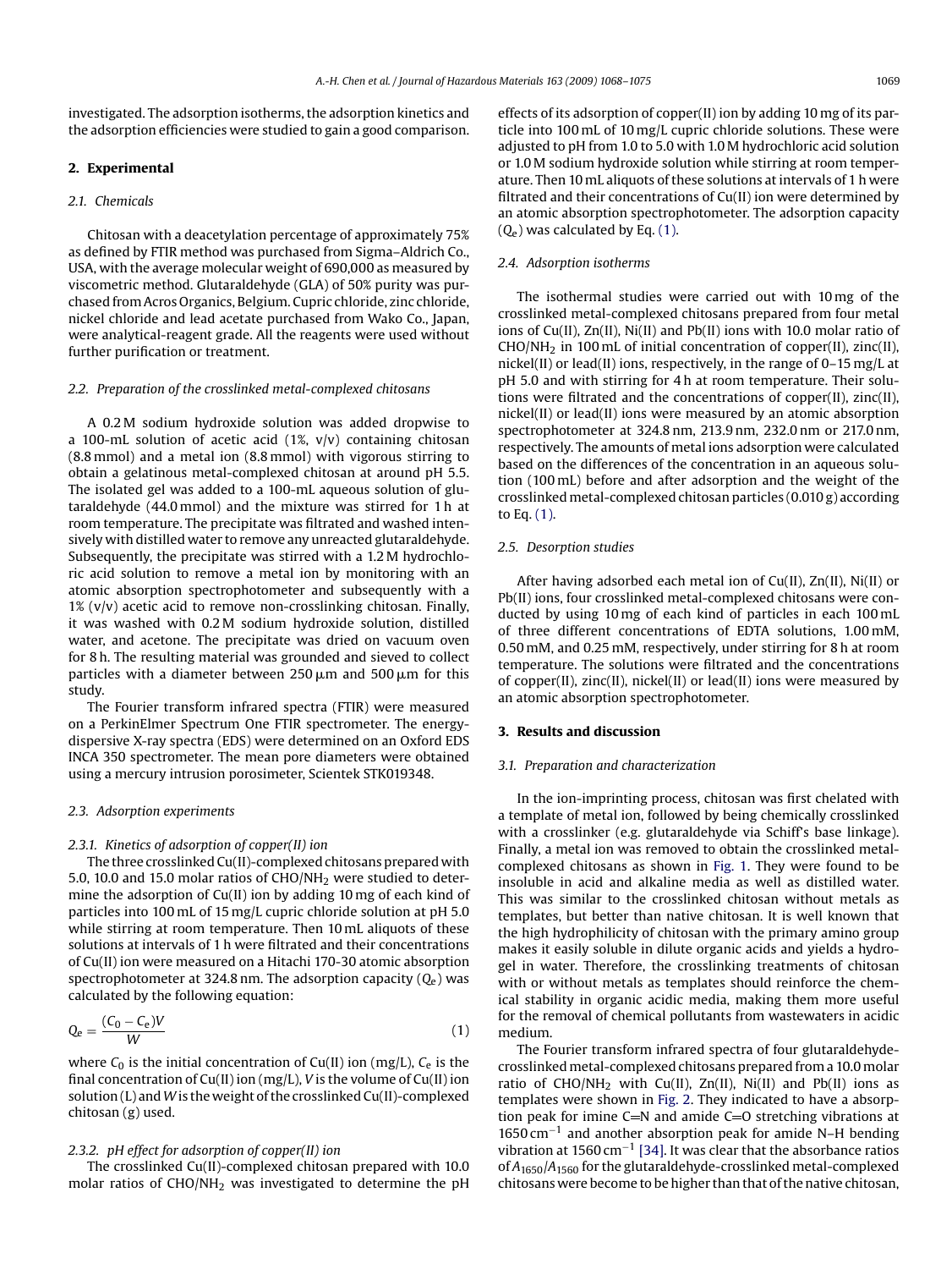investigated. The adsorption isotherms, the adsorption kinetics and the adsorption efficiencies were studied to gain a good comparison.

## 2. Experimental

### 2.1. Chemicals

Chitosan with a deacetylation percentage of approximately 75% as defined by FTIR method was purchased from Sigma–Aldrich Co., USA, with the average molecular weight of 690,000 as measured by viscometric method. Glutaraldehyde (GLA) of 50% purity was purchased from Acros Organics, Belgium. Cupric chloride, zinc chloride, nickel chloride and lead acetate purchased from Wako Co., Japan, were analytical-reagent grade. All the reagents were used without further purification or treatment.

### 2.2. Preparation of the crosslinked metal-complexed chitosans

A 0.2 M sodium hydroxide solution was added dropwise to a 100-mL solution of acetic acid (1%, v/v) containing chitosan (8.8 mmol) and a metal ion (8.8 mmol) with vigorous stirring to obtain a gelatinous metal-complexed chitosan at around pH 5.5. The isolated gel was added to a 100-mL aqueous solution of glutaraldehyde (44.0 mmol) and the mixture was stirred for 1 h at room temperature. The precipitate was filtrated and washed intensively with distilled water to remove any unreacted glutaraldehyde. Subsequently, the precipitate was stirred with a 1.2 M hydrochloric acid solution to remove a metal ion by monitoring with an atomic absorption spectrophotometer and subsequently with a 1% (v/v) acetic acid to remove non-crosslinking chitosan. Finally, it was washed with 0.2 M sodium hydroxide solution, distilled water, and acetone. The precipitate was dried on vacuum oven for 8 h. The resulting material was grounded and sieved to collect particles with a diameter between 250 μm and 500 μm for this study.

The Fourier transform infrared spectra (FTIR) were measured on a PerkinElmer Spectrum One FTIR spectrometer. The energy-dispersive X-ray spectra (EDS) were determined on an Oxford EDS INCA 350 spectrometer. The mean pore diameters were obtained using a mercury intrusion porosimeter, Scientek STK019348.

### 2.3. Adsorption experiments

#### 2.3.1. Kinetics of adsorption of copper(II) ion

The three crosslinked Cu(II)-complexed chitosans prepared with 5.0, 10.0 and 15.0 molar ratios of $CHO/NH_2$ were studied to determine the adsorption of Cu(II) ion by adding 10 mg of each kind of particles into 100 mL of 15 mg/L cupric chloride solution at pH 5.0 while stirring at room temperature. Then 10 mL aliquots of these solutions at intervals of 1 h were filtrated and their concentrations of Cu(II) ion were measured on a Hitachi 170-30 atomic absorption spectrophotometer at 324.8 nm. The adsorption capacity ($Q_e$) was calculated by the following equation:

$$Q_e = \frac{(C_0 - C_e)V}{W} \tag{1}$$

where $C_0$ is the initial concentration of Cu(II) ion (mg/L), $C_e$ is the final concentration of Cu(II) ion (mg/L), $V$ is the volume of Cu(II) ion solution (L) and $W$ is the weight of the crosslinked Cu(II)-complexed chitosan (g) used.

#### 2.3.2. pH effect for adsorption of copper(II) ion

The crosslinked Cu(II)-complexed chitosan prepared with 10.0 molar ratios of $CHO/NH_2$ was investigated to determine the pH effects of its adsorption of copper(II) ion by adding 10 mg of its particle into 100 mL of 10 mg/L cupric chloride solutions. These were adjusted to pH from 1.0 to 5.0 with 1.0 M hydrochloric acid solution or 1.0 M sodium hydroxide solution while stirring at room temperature. Then 10 mL aliquots of these solutions at intervals of 1 h were filtrated and their concentrations of Cu(II) ion were determined by an atomic absorption spectrophotometer. The adsorption capacity ($Q_e$) was calculated by Eq. (1).

### 2.4. Adsorption isotherms

The isothermal studies were carried out with 10 mg of the crosslinked metal-complexed chitosans prepared from four metal ions of Cu(II), Zn(II), Ni(II) and Pb(II) ions with 10.0 molar ratio of $CHO/NH_2$ in 100 mL of initial concentration of copper(II), zinc(II), nickel(II) or lead(II) ions, respectively, in the range of 0–15 mg/L at pH 5.0 and with stirring for 4 h at room temperature. Their solutions were filtrated and the concentrations of copper(II), zinc(II), nickel(II) or lead(II) ions were measured by an atomic absorption spectrophotometer at 324.8 nm, 213.9 nm, 232.0 nm or 217.0 nm, respectively. The amounts of metal ions adsorption were calculated based on the differences of the concentration in an aqueous solution (100 mL) before and after adsorption and the weight of the crosslinked metal-complexed chitosan particles (0.010 g) according to Eq. (1).

### 2.5. Desorption studies

After having adsorbed each metal ion of Cu(II), Zn(II), Ni(II) or Pb(II) ions, four crosslinked metal-complexed chitosans were conducted by using 10 mg of each kind of particles in each 100 mL of three different concentrations of EDTA solutions, 1.00 mM, 0.50 mM, and 0.25 mM, respectively, under stirring for 8 h at room temperature. The solutions were filtrated and the concentrations of copper(II), zinc(II), nickel(II) or lead(II) ions were measured by an atomic absorption spectrophotometer.

## 3. Results and discussion

### 3.1. Preparation and characterization

In the ion-imprinting process, chitosan was first chelated with a template of metal ion, followed by being chemically crosslinked with a crosslinker (e.g. glutaraldehyde via Schiff's base linkage). Finally, a metal ion was removed to obtain the crosslinked metal-complexed chitosans as shown in Fig. 1. They were found to be insoluble in acid and alkaline media as well as distilled water. This was similar to the crosslinked chitosan without metals as templates, but better than native chitosan. It is well known that the high hydrophilicity of chitosan with the primary amino group makes it easily soluble in dilute organic acids and yields a hydrogel in water. Therefore, the crosslinking treatments of chitosan with or without metals as templates should reinforce the chemical stability in organic acidic media, making them more useful for the removal of chemical pollutants from wastewaters in acidic medium.

The Fourier transform infrared spectra of four glutaraldehyde-crosslinked metal-complexed chitosans prepared from a 10.0 molar ratio of $CHO/NH_2$ with Cu(II), Zn(II), Ni(II) and Pb(II) ions as templates were shown in Fig. 2. They indicated to have a absorption peak for imine C=N and amide C=O stretching vibrations at 1650 $cm^{-1}$ and another absorption peak for amide N–H bending vibration at 1560 $cm^{-1}$ [34]. It was clear that the absorbance ratios of $A_{1650}/A_{1560}$ for the glutaraldehyde-crosslinked metal-complexed chitosans were become to be higher than that of the native chitosan,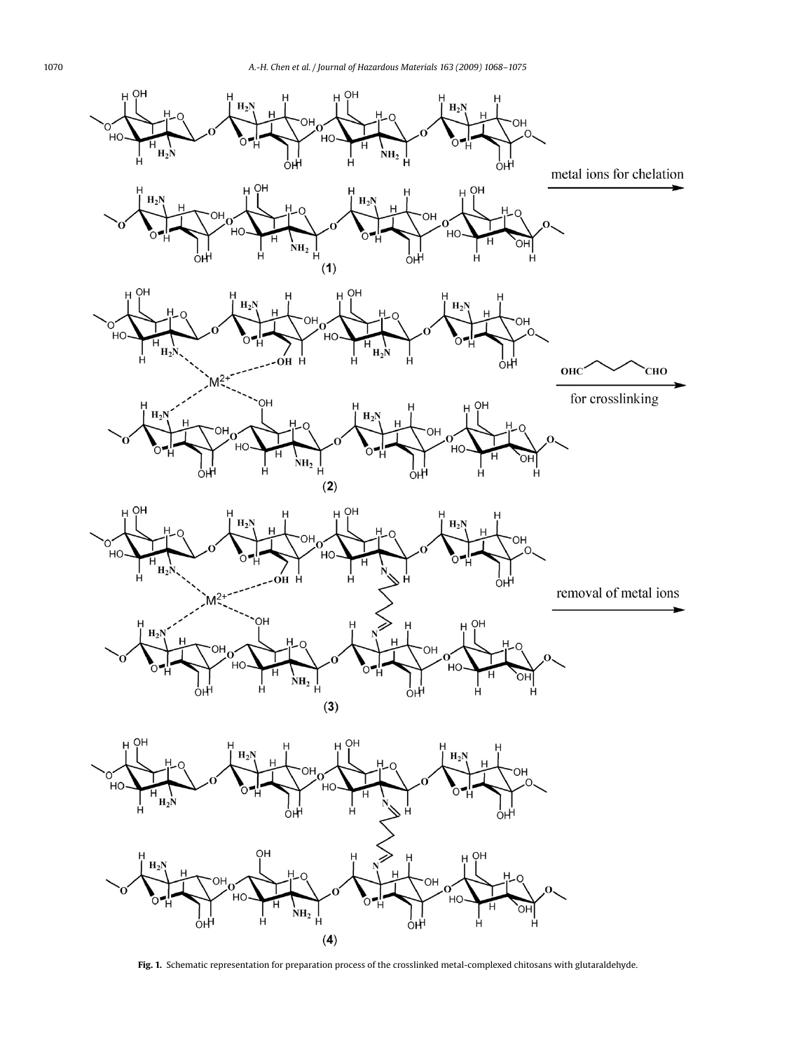metal ions for chelation

(**1**)

$\frac{\text{OHC} \quad \text{CHO}}{\text{for crosslinking}}$

(**2**)

removal of metal ions

(**3**)

(**4**)

**Fig. 1.** Schematic representation for preparation process of the crosslinked metal-complexed chitosans with glutaraldehyde.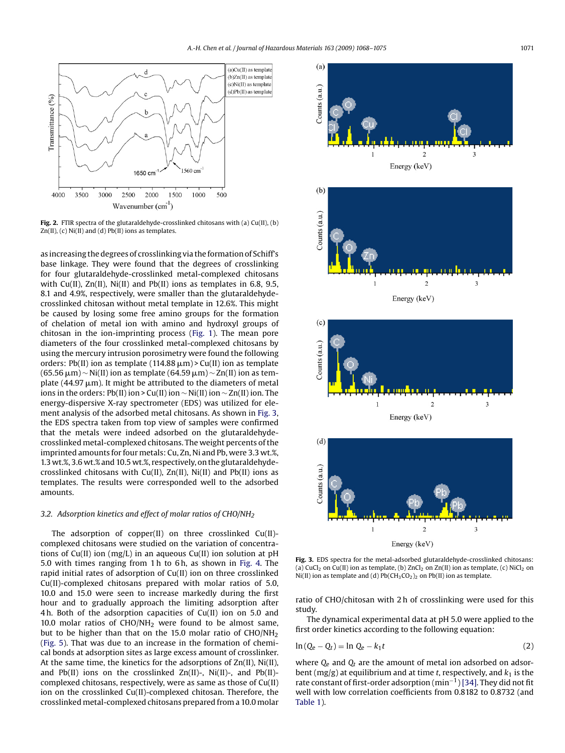**Fig. 2.** FTIR spectra of the glutaraldehyde-crosslinked chitosans with (a) Cu(II), (b) Zn(II), (c) Ni(II) and (d) Pb(II) ions as templates.

as increasing the degrees of crosslinking via the formation of Schiff's base linkage. They were found that the degrees of crosslinking for four glutaraldehyde-crosslinked metal-complexed chitosans with Cu(II), Zn(II), Ni(II) and Pb(II) ions as templates in 6.8, 9.5, 8.1 and 4.9%, respectively, were smaller than the glutaraldehyde-crosslinked chitosan without metal template in 12.6%. This might be caused by losing some free amino groups for the formation of chelation of metal ion with amino and hydroxyl groups of chitosan in the ion-imprinting process (Fig. 1). The mean pore diameters of the four crosslinked metal-complexed chitosans by using the mercury intrusion porosimetry were found the following orders: Pb(II) ion as template (114.88 μm) > Cu(II) ion as template (65.56 μm) ∼ Ni(II) ion as template (64.59 μm) ∼ Zn(II) ion as template (44.97 μm). It might be attributed to the diameters of metal ions in the orders: Pb(II) ion > Cu(II) ion ∼ Ni(II) ion ∼ Zn(II) ion. The energy-dispersive X-ray spectrometer (EDS) was utilized for element analysis of the adsorbed metal chitosans. As shown in Fig. 3, the EDS spectra taken from top view of samples were confirmed that the metals were indeed adsorbed on the glutaraldehyde-crosslinked metal-complexed chitosans. The weight percents of the imprinted amounts for four metals: Cu, Zn, Ni and Pb, were 3.3 wt.%, 1.3 wt.%, 3.6 wt.% and 10.5 wt.%, respectively, on the glutaraldehyde-crosslinked chitosans with Cu(II), Zn(II), Ni(II) and Pb(II) ions as templates. The results were corresponded well to the adsorbed amounts.

### 3.2. *Adsorption kinetics and effect of molar ratios of CHO/NH$_2$*

The adsorption of copper(II) on three crosslinked Cu(II)-complexed chitosans were studied on the variation of concentrations of Cu(II) ion (mg/L) in an aqueous Cu(II) ion solution at pH 5.0 with times ranging from 1 h to 6 h, as shown in Fig. 4. The rapid initial rates of adsorption of Cu(II) ion on three crosslinked Cu(II)-complexed chitosans prepared with molar ratios of 5.0, 10.0 and 15.0 were seen to increase markedly during the first hour and to gradually approach the limiting adsorption after 4 h. Both of the adsorption capacities of Cu(II) ion on 5.0 and 10.0 molar ratios of CHO/NH$_2$ were found to be almost same, but to be higher than that on the 15.0 molar ratio of CHO/NH$_2$ (Fig. 5). That was due to an increase in the formation of chemical bonds at adsorption sites as large excess amount of crosslinker. At the same time, the kinetics for the adsorptions of Zn(II), Ni(II), and Pb(II) ions on the crosslinked Zn(II)-, Ni(II)-, and Pb(II)-complexed chitosans, respectively, were as same as those of Cu(II) ion on the crosslinked Cu(II)-complexed chitosan. Therefore, the crosslinked metal-complexed chitosans prepared from a 10.0 molar ratio of CHO/chitosan with 2 h of crosslinking were used for this study.

**Fig. 3.** EDS spectra for the metal-adsorbed glutaraldehyde-crosslinked chitosans: (a) $CuCl_2$ on Cu(II) ion as template, (b) $ZnCl_2$ on Zn(II) ion as template, (c) $NiCl_2$ on Ni(II) ion as template and (d) $Pb(CH_3CO_2)_2$ on Pb(II) ion as template.

The dynamical experimental data at pH 5.0 were applied to the first order kinetics according to the following equation:

$$\ln(Q_e - Q_t) = \ln Q_e - k_1 t \tag{2}$$

where $Q_e$ and $Q_t$ are the amount of metal ion adsorbed on adsorbent (mg/g) at equilibrium and at time $t$, respectively, and $k_1$ is the rate constant of first-order adsorption (min$^{-1}$) [34]. They did not fit well with low correlation coefficients from 0.8182 to 0.8732 (and Table 1).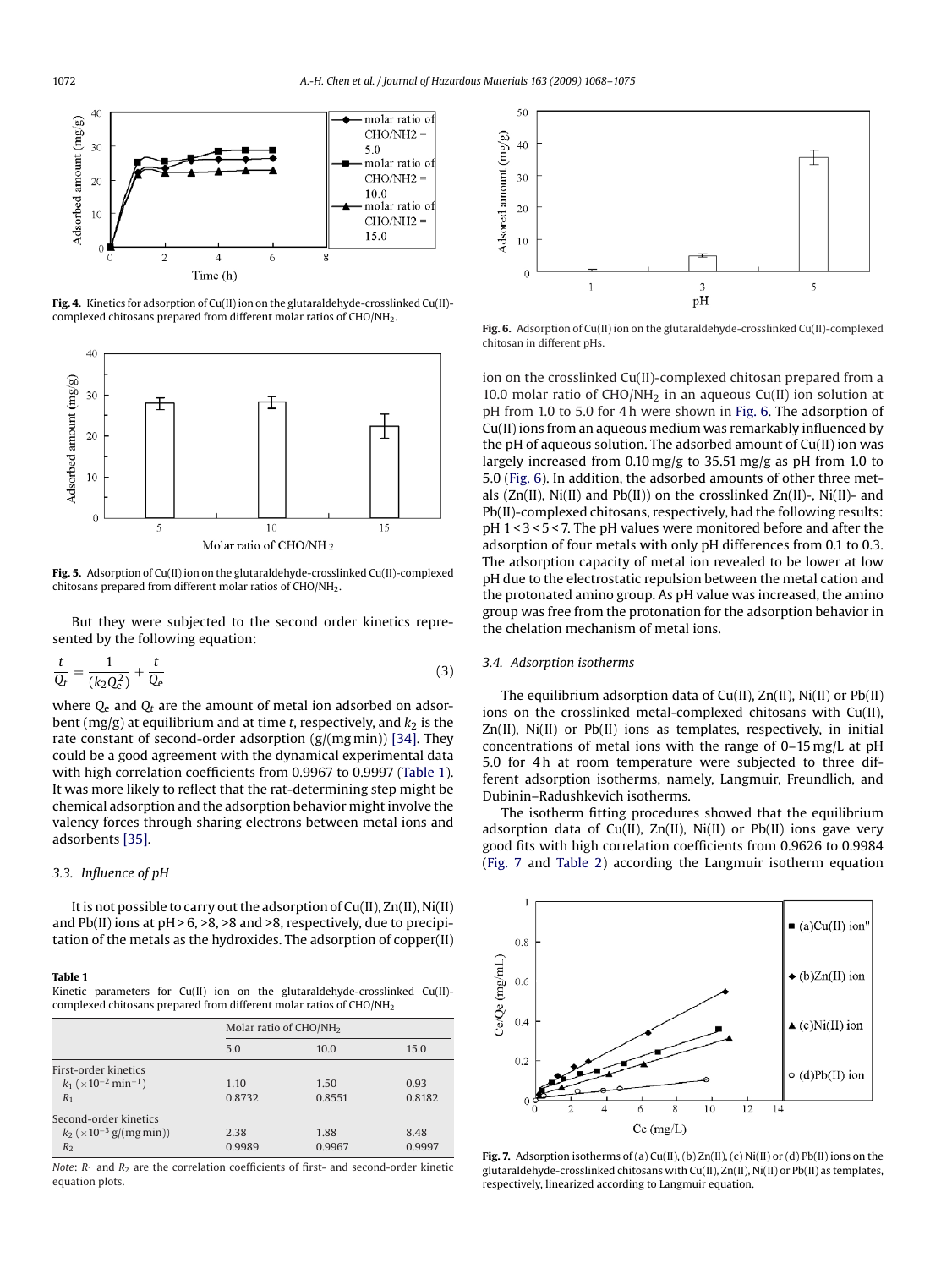**Fig. 4.** Kinetics for adsorption of Cu(II) ion on the glutaraldehyde-crosslinked Cu(II)-complexed chitosans prepared from different molar ratios of $CHO/NH_2$.

**Fig. 5.** Adsorption of Cu(II) ion on the glutaraldehyde-crosslinked Cu(II)-complexed chitosans prepared from different molar ratios of $CHO/NH_2$.

But they were subjected to the second order kinetics represented by the following equation:

$$\frac{t}{Q_t} = \frac{1}{(k_2 Q_e^2)} + \frac{t}{Q_e} \tag{3}$$

where $Q_e$ and $Q_t$ are the amount of metal ion adsorbed on adsorbent (mg/g) at equilibrium and at time $t$, respectively, and $k_2$ is the rate constant of second-order adsorption (g/(mg min)) [34]. They could be a good agreement with the dynamical experimental data with high correlation coefficients from 0.9967 to 0.9997 (Table 1). It was more likely to reflect that the rat-determining step might be chemical adsorption and the adsorption behavior might involve the valency forces through sharing electrons between metal ions and adsorbents [35].

### 3.3. Influence of pH

It is not possible to carry out the adsorption of Cu(II), Zn(II), Ni(II) and Pb(II) ions at pH > 6, >8, >8 and >8, respectively, due to precipitation of the metals as the hydroxides. The adsorption of copper(II) ion on the crosslinked Cu(II)-complexed chitosan prepared from a 10.0 molar ratio of $CHO/NH_2$ in an aqueous Cu(II) ion solution at pH from 1.0 to 5.0 for 4 h were shown in Fig. 6. The adsorption of Cu(II) ions from an aqueous medium was remarkably influenced by the pH of aqueous solution. The adsorbed amount of Cu(II) ion was largely increased from 0.10 mg/g to 35.51 mg/g as pH from 1.0 to 5.0 (Fig. 6). In addition, the adsorbed amounts of other three metals (Zn(II), Ni(II) and Pb(II)) on the crosslinked Zn(II)-, Ni(II)- and Pb(II)-complexed chitosans, respectively, had the following results: pH 1 < 3 < 5 < 7. The pH values were monitored before and after the adsorption of four metals with only pH differences from 0.1 to 0.3. The adsorption capacity of metal ion revealed to be lower at low pH due to the electrostatic repulsion between the metal cation and the protonated amino group. As pH value was increased, the amino group was free from the protonation for the adsorption behavior in the chelation mechanism of metal ions.

**Table 1**
Kinetic parameters for Cu(II) ion on the glutaraldehyde-crosslinked Cu(II)-complexed chitosans prepared from different molar ratios of $CHO/NH_2$

| | Molar ratio of $CHO/NH_2$ | | |
|---|---|---|---|
| | 5.0 | 10.0 | 15.0 |
| First-order kinetics | | | |
| $k_1$ ($\times 10^{-2}$ min$^{-1}$) | 1.10 | 1.50 | 0.93 |
| $R_1$ | 0.8732 | 0.8551 | 0.8182 |
| Second-order kinetics | | | |
| $k_2$ ($\times 10^{-3}$ g/(mg min)) | 2.38 | 1.88 | 8.48 |
| $R_2$ | 0.9989 | 0.9967 | 0.9997 |

*Note*: $R_1$ and $R_2$ are the correlation coefficients of first- and second-order kinetic equation plots.

**Fig. 6.** Adsorption of Cu(II) ion on the glutaraldehyde-crosslinked Cu(II)-complexed chitosan in different pHs.

### 3.4. Adsorption isotherms

The equilibrium adsorption data of Cu(II), Zn(II), Ni(II) or Pb(II) ions on the crosslinked metal-complexed chitosans with Cu(II), Zn(II), Ni(II) or Pb(II) ions as templates, respectively, in initial concentrations of metal ions with the range of 0–15 mg/L at pH 5.0 for 4 h at room temperature were subjected to three different adsorption isotherms, namely, Langmuir, Freundlich, and Dubinin–Radushkevich isotherms.

The isotherm fitting procedures showed that the equilibrium adsorption data of Cu(II), Zn(II), Ni(II) or Pb(II) ions gave very good fits with high correlation coefficients from 0.9626 to 0.9984 (Fig. 7 and Table 2) according the Langmuir isotherm equation

**Fig. 7.** Adsorption isotherms of (a) Cu(II), (b) Zn(II), (c) Ni(II) or (d) Pb(II) ions on the glutaraldehyde-crosslinked chitosans with Cu(II), Zn(II), Ni(II) or Pb(II) as templates, respectively, linearized according to Langmuir equation.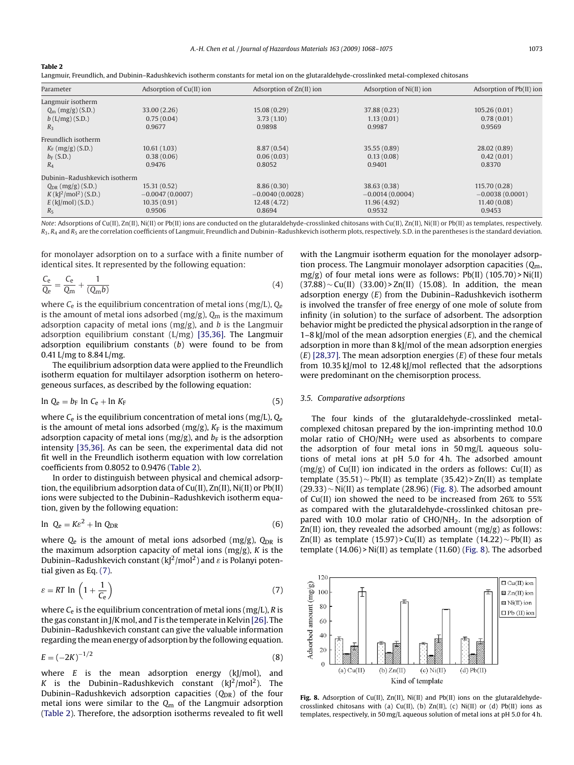**Table 2**

Langmuir, Freundlich, and Dubinin–Radushkevich isotherm constants for metal ion on the glutaraldehyde-crosslinked metal-complexed chitosans

| Parameter | Adsorption of Cu(II) ion | Adsorption of Zn(II) ion | Adsorption of Ni(II) ion | Adsorption of Pb(II) ion |
|---|---|---|---|---|
| Langmuir isotherm | | | | |
| $Q_m$ (mg/g) (S.D.) | 33.00 (2.26) | 15.08 (0.29) | 37.88 (0.23) | 105.26 (0.01) |
| $b$ (L/mg) (S.D.) | 0.75 (0.04) | 3.73 (1.10) | 1.13 (0.01) | 0.78 (0.01) |
| $R_3$ | 0.9677 | 0.9898 | 0.9987 | 0.9569 |
| Freundlich isotherm | | | | |
| $K_F$ (mg/g) (S.D.) | 10.61 (1.03) | 8.87 (0.54) | 35.55 (0.89) | 28.02 (0.89) |
| $b_F$ (S.D.) | 0.38 (0.06) | 0.06 (0.03) | 0.13 (0.08) | 0.42 (0.01) |
| $R_4$ | 0.9476 | 0.8052 | 0.9401 | 0.8370 |
| Dubinin–Radushkevich isotherm | | | | |
| $Q_{DR}$ (mg/g) (S.D.) | 15.31 (0.52) | 8.86 (0.30) | 38.63 (0.38) | 115.70 (0.28) |
| $K$ (kJ$^2$/mol$^2$) (S.D.) | −0.0047 (0.0007) | −0.0040 (0.0028) | −0.0014 (0.0004) | −0.0038 (0.0001) |
| $E$ (kJ/mol) (S.D.) | 10.35 (0.91) | 12.48 (4.72) | 11.96 (4.92) | 11.40 (0.08) |
| $R_5$ | 0.9506 | 0.8694 | 0.9532 | 0.9453 |

*Note*: Adsorptions of Cu(II), Zn(II), Ni(II) or Pb(II) ions are conducted on the glutaraldehyde-crosslinked chitosans with Cu(II), Zn(II), Ni(II) or Pb(II) as templates, respectively. $R_3$, $R_4$ and $R_5$ are the correlation coefficients of Langmuir, Freundlich and Dubinin–Radushkevich isotherm plots, respectively. S.D. in the parentheses is the standard deviation.

for monolayer adsorption on to a surface with a finite number of identical sites. It represented by the following equation:

$$\frac{C_e}{Q_e} = \frac{C_e}{Q_m} + \frac{1}{(Q_m b)} \tag{4}$$

where $C_e$ is the equilibrium concentration of metal ions (mg/L), $Q_e$ is the amount of metal ions adsorbed (mg/g), $Q_m$ is the maximum adsorption capacity of metal ions (mg/g), and $b$ is the Langmuir adsorption equilibrium constant (L/mg) [35,36]. The Langmuir adsorption equilibrium constants ($b$) were found to be from 0.41 L/mg to 8.84 L/mg.

The equilibrium adsorption data were applied to the Freundlich isotherm equation for multilayer adsorption isotherm on heterogeneous surfaces, as described by the following equation:

$$\ln Q_e = b_F \ln C_e + \ln K_F \tag{5}$$

where $C_e$ is the equilibrium concentration of metal ions (mg/L), $Q_e$ is the amount of metal ions adsorbed (mg/g), $K_F$ is the maximum adsorption capacity of metal ions (mg/g), and $b_F$ is the adsorption intensity [35,36]. As can be seen, the experimental data did not fit well in the Freundlich isotherm equation with low correlation coefficients from 0.8052 to 0.9476 (Table 2).

In order to distinguish between physical and chemical adsorption, the equilibrium adsorption data of Cu(II), Zn(II), Ni(II) or Pb(II) ions were subjected to the Dubinin–Radushkevich isotherm equation, given by the following equation:

$$\ln\ Q_e = K\varepsilon^2 + \ln Q_{DR} \tag{6}$$

where $Q_e$ is the amount of metal ions adsorbed (mg/g), $Q_{DR}$ is the maximum adsorption capacity of metal ions (mg/g), $K$ is the Dubinin–Radushkevich constant (kJ$^2$/mol$^2$) and $\varepsilon$ is Polanyi potential given as Eq. (7).

$$\varepsilon = RT\ \ln\left(1 + \frac{1}{C_e}\right) \tag{7}$$

where $C_e$ is the equilibrium concentration of metal ions (mg/L), $R$ is the gas constant in J/K mol, and $T$ is the temperate in Kelvin [26]. The Dubinin–Radushkevich constant can give the valuable information regarding the mean energy of adsorption by the following equation.

$$E = (-2K)^{-1/2} \tag{8}$$

where $E$ is the mean adsorption energy (kJ/mol), and $K$ is the Dubinin–Radushkevich constant (kJ$^2$/mol$^2$). The Dubinin–Radushkevich adsorption capacities ($Q_{DR}$) of the four metal ions were similar to the $Q_m$ of the Langmuir adsorption (Table 2). Therefore, the adsorption isotherms revealed to fit well with the Langmuir isotherm equation for the monolayer adsorption process. The Langmuir monolayer adsorption capacities ($Q_m$, mg/g) of four metal ions were as follows: Pb(II) (105.70) > Ni(II) (37.88) ~ Cu(II) (33.00) > Zn(II) (15.08). In addition, the mean adsorption energy ($E$) from the Dubinin–Radushkevich isotherm is involved the transfer of free energy of one mole of solute from infinity (in solution) to the surface of adsorbent. The adsorption behavior might be predicted the physical adsorption in the range of 1–8 kJ/mol of the mean adsorption energies ($E$), and the chemical adsorption in more than 8 kJ/mol of the mean adsorption energies ($E$) [28,37]. The mean adsorption energies ($E$) of these four metals from 10.35 kJ/mol to 12.48 kJ/mol reflected that the adsorptions were predominant on the chemisorption process.

### 3.5. Comparative adsorptions

The four kinds of the glutaraldehyde-crosslinked metal-complexed chitosan prepared by the ion-imprinting method 10.0 molar ratio of $CHO/NH_2$ were used as absorbents to compare the adsorption of four metal ions in 50 mg/L aqueous solutions of metal ions at pH 5.0 for 4 h. The adsorbed amount (mg/g) of Cu(II) ion indicated in the orders as follows: Cu(II) as template (35.51) ~ Pb(II) as template (35.42) > Zn(II) as template (29.33) ~ Ni(II) as template (28.96) (Fig. 8). The adsorbed amount of Cu(II) ion showed the need to be increased from 26% to 55% as compared with the glutaraldehyde-crosslinked chitosan prepared with 10.0 molar ratio of $CHO/NH_2$. In the adsorption of Zn(II) ion, they revealed the adsorbed amount (mg/g) as follows: Zn(II) as template (15.97) > Cu(II) as template (14.22) ~ Pb(II) as template (14.06) > Ni(II) as template (11.60) (Fig. 8). The adsorbed

**Fig. 8.** Adsorption of Cu(II), Zn(II), Ni(II) and Pb(II) ions on the glutaraldehyde-crosslinked chitosans with (a) Cu(II), (b) Zn(II), (c) Ni(II) or (d) Pb(II) ions as templates, respectively, in 50 mg/L aqueous solution of metal ions at pH 5.0 for 4 h.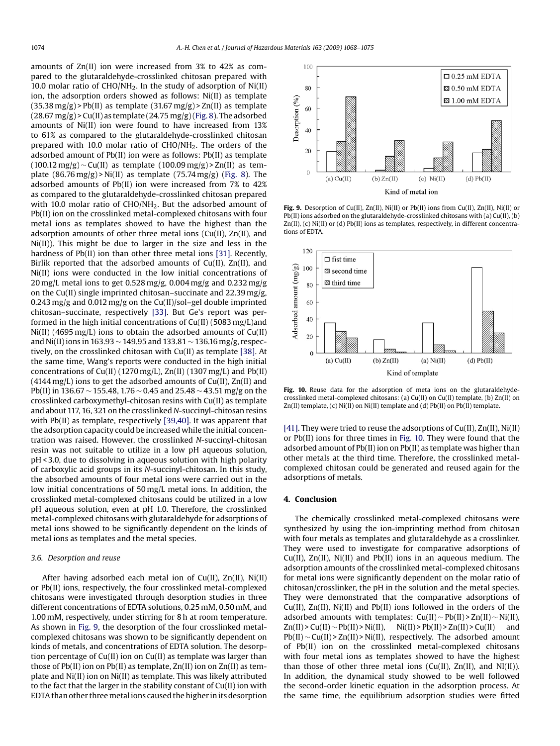amounts of Zn(II) ion were increased from 3% to 42% as compared to the glutaraldehyde-crosslinked chitosan prepared with 10.0 molar ratio of CHO/$NH_2$. In the study of adsorption of Ni(II) ion, the adsorption orders showed as follows: Ni(II) as template (35.38 mg/g) > Pb(II) as template (31.67 mg/g) > Zn(II) as template (28.67 mg/g) > Cu(II) as template (24.75 mg/g) (Fig. 8). The adsorbed amounts of Ni(II) ion were found to have increased from 13% to 61% as compared to the glutaraldehyde-crosslinked chitosan prepared with 10.0 molar ratio of CHO/$NH_2$. The orders of the adsorbed amount of Pb(II) ion were as follows: Pb(II) as template (100.12 mg/g) ~ Cu(II) as template (100.09 mg/g) > Zn(II) as template (86.76 mg/g) > Ni(II) as template (75.74 mg/g) (Fig. 8). The adsorbed amounts of Pb(II) ion were increased from 7% to 42% as compared to the glutaraldehyde-crosslinked chitosan prepared with 10.0 molar ratio of CHO/$NH_2$. But the adsorbed amount of Pb(II) ion on the crosslinked metal-complexed chitosans with four metal ions as templates showed to have the highest than the adsorption amounts of other three metal ions (Cu(II), Zn(II), and Ni(II)). This might be due to larger in the size and less in the hardness of Pb(II) ion than other three metal ions [31]. Recently, Birlik reported that the adsorbed amounts of Cu(II), Zn(II), and Ni(II) ions were conducted in the low initial concentrations of 20 mg/L metal ions to get 0.528 mg/g, 0.004 mg/g and 0.232 mg/g on the Cu(II) single imprinted chitosan–succinate and 22.39 mg/g, 0.243 mg/g and 0.012 mg/g on the Cu(II)/sol–gel double imprinted chitosan–succinate, respectively [33]. But Ge's report was performed in the high initial concentrations of Cu(II) (5083 mg/L)and Ni(II) (4695 mg/L) ions to obtain the adsorbed amounts of Cu(II) and Ni(II) ions in 163.93 ~ 149.95 and 133.81 ~ 136.16 mg/g, respectively, on the crosslinked chitosan with Cu(II) as template [38]. At the same time, Wang's reports were conducted in the high initial concentrations of Cu(II) (1270 mg/L), Zn(II) (1307 mg/L) and Pb(II) (4144 mg/L) ions to get the adsorbed amounts of Cu(II), Zn(II) and Pb(II) in 136.67 ~ 155.48, 1.76 ~ 0.45 and 25.48 ~ 43.51 mg/g on the crosslinked carboxymethyl-chitosan resins with Cu(II) as template and about 117, 16, 321 on the crosslinked *N*-succinyl-chitosan resins with Pb(II) as template, respectively [39,40]. It was apparent that the adsorption capacity could be increased while the initial concentration was raised. However, the crosslinked *N*-succinyl-chitosan resin was not suitable to utilize in a low pH aqueous solution, pH < 3.0, due to dissolving in aqueous solution with high polarity of carboxylic acid groups in its *N*-succinyl-chitosan. In this study, the absorbed amounts of four metal ions were carried out in the low initial concentrations of 50 mg/L metal ions. In addition, the crosslinked metal-complexed chitosans could be utilized in a low pH aqueous solution, even at pH 1.0. Therefore, the crosslinked metal-complexed chitosans with glutaraldehyde for adsorptions of metal ions showed to be significantly dependent on the kinds of metal ions as templates and the metal species.

### 3.6. Desorption and reuse

After having adsorbed each metal ion of Cu(II), Zn(II), Ni(II) or Pb(II) ions, respectively, the four crosslinked metal-complexed chitosans were investigated through desorption studies in three different concentrations of EDTA solutions, 0.25 mM, 0.50 mM, and 1.00 mM, respectively, under stirring for 8 h at room temperature. As shown in Fig. 9, the desorption of the four crosslinked metal-complexed chitosans was shown to be significantly dependent on kinds of metals, and concentrations of EDTA solution. The desorption percentage of Cu(II) ion on Cu(II) as template was larger than those of Pb(II) ion on Pb(II) as template, Zn(II) ion on Zn(II) as template and Ni(II) ion on Ni(II) as template. This was likely attributed to the fact that the larger in the stability constant of Cu(II) ion with EDTA than other three metal ions caused the higher in its desorption [41]. They were tried to reuse the adsorptions of Cu(II), Zn(II), Ni(II) or Pb(II) ions for three times in Fig. 10. They were found that the adsorbed amount of Pb(II) ion on Pb(II) as template was higher than other metals at the third time. Therefore, the crosslinked metal-complexed chitosan could be generated and reused again for the adsorptions of metals.

**Fig. 9.** Desorption of Cu(II), Zn(II), Ni(II) or Pb(II) ions from Cu(II), Zn(II), Ni(II) or Pb(II) ions adsorbed on the glutaraldehyde-crosslinked chitosans with (a) Cu(II), (b) Zn(II), (c) Ni(II) or (d) Pb(II) ions as templates, respectively, in different concentrations of EDTA.

**Fig. 10.** Reuse data for the adsorption of meta ions on the glutaraldehyde-crosslinked metal-complexed chitosans: (a) Cu(II) on Cu(II) template, (b) Zn(II) on Zn(II) template, (c) Ni(II) on Ni(II) template and (d) Pb(II) on Pb(II) template.

## 4. Conclusion

The chemically crosslinked metal-complexed chitosans were synthesized by using the ion-imprinting method from chitosan with four metals as templates and glutaraldehyde as a crosslinker. They were used to investigate for comparative adsorptions of Cu(II), Zn(II), Ni(II) and Pb(II) ions in an aqueous medium. The adsorption amounts of the crosslinked metal-complexed chitosans for metal ions were significantly dependent on the molar ratio of chitosan/crosslinker, the pH in the solution and the metal species. They were demonstrated that the comparative adsorptions of Cu(II), Zn(II), Ni(II) and Pb(II) ions followed in the orders of the adsorbed amounts with templates: Cu(II) ~ Pb(II) > Zn(II) ~ Ni(II), Zn(II) > Cu(II) ~ Pb(II) > Ni(II), Ni(II) > Pb(II) > Zn(II) > Cu(II) and Pb(II) ~ Cu(II) > Zn(II) > Ni(II), respectively. The adsorbed amount of Pb(II) ion on the crosslinked metal-complexed chitosans with four metal ions as templates showed to have the highest than those of other three metal ions (Cu(II), Zn(II), and NI(II)). In addition, the dynamical study showed to be well followed the second-order kinetic equation in the adsorption process. At the same time, the equilibrium adsorption studies were fitted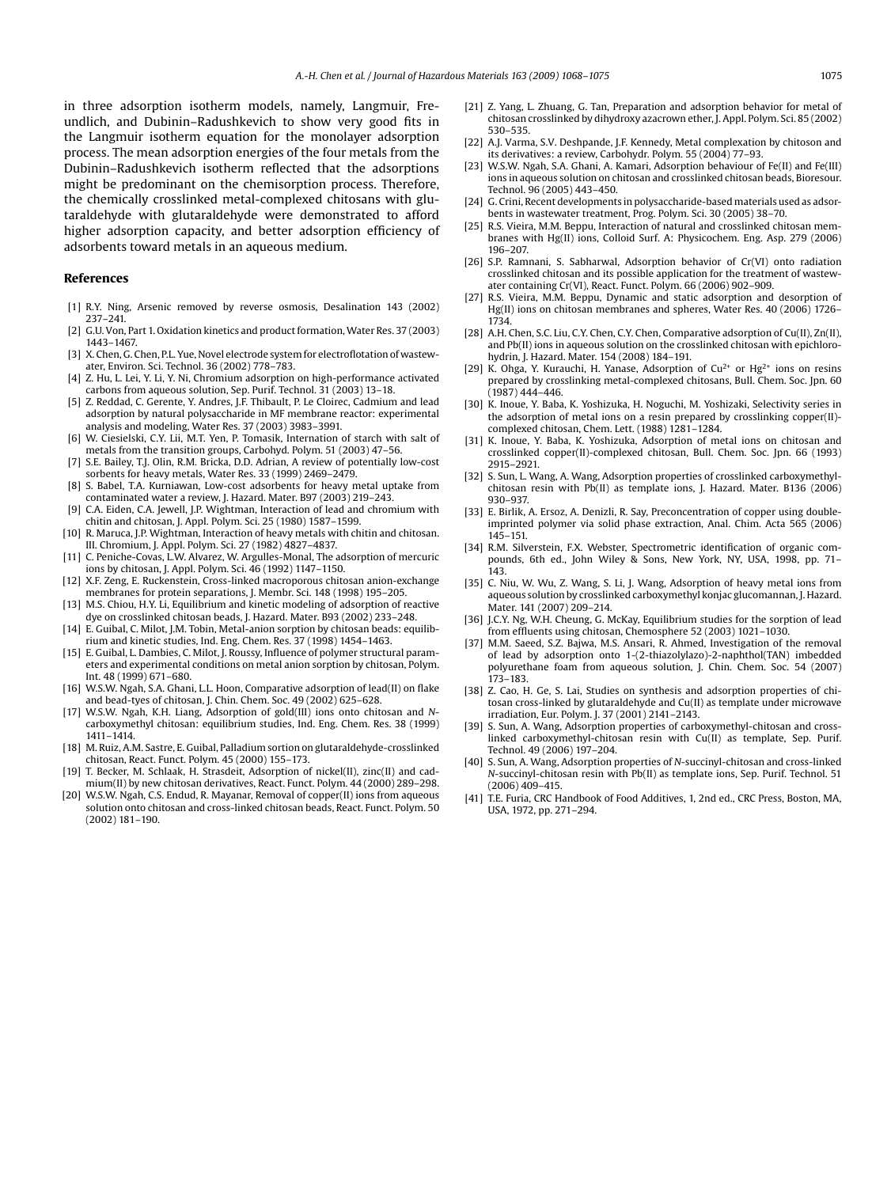in three adsorption isotherm models, namely, Langmuir, Freundlich, and Dubinin–Radushkevich to show very good fits in the Langmuir isotherm equation for the monolayer adsorption process. The mean adsorption energies of the four metals from the Dubinin–Radushkevich isotherm reflected that the adsorptions might be predominant on the chemisorption process. Therefore, the chemically crosslinked metal-complexed chitosans with glutaraldehyde with glutaraldehyde were demonstrated to afford higher adsorption capacity, and better adsorption efficiency of adsorbents toward metals in an aqueous medium.

## References

[1] R.Y. Ning, Arsenic removed by reverse osmosis, Desalination 143 (2002) 237–241.

[2] G.U. Von, Part 1. Oxidation kinetics and product formation, Water Res. 37 (2003) 1443–1467.

[3] X. Chen, G. Chen, P.L. Yue, Novel electrode system for electroflotation of wastewater, Environ. Sci. Technol. 36 (2002) 778–783.

[4] Z. Hu, L. Lei, Y. Li, Y. Ni, Chromium adsorption on high-performance activated carbons from aqueous solution, Sep. Purif. Technol. 31 (2003) 13–18.

[5] Z. Reddad, C. Gerente, Y. Andres, J.F. Thibault, P. Le Cloirec, Cadmium and lead adsorption by natural polysaccharide in MF membrane reactor: experimental analysis and modeling, Water Res. 37 (2003) 3983–3991.

[6] W. Ciesielski, C.Y. Lii, M.T. Yen, P. Tomasik, Internation of starch with salt of metals from the transition groups, Carbohyd. Polym. 51 (2003) 47–56.

[7] S.E. Bailey, T.J. Olin, R.M. Bricka, D.D. Adrian, A review of potentially low-cost sorbents for heavy metals, Water Res. 33 (1999) 2469–2479.

[8] S. Babel, T.A. Kurniawan, Low-cost adsorbents for heavy metal uptake from contaminated water a review, J. Hazard. Mater. B97 (2003) 219–243.

[9] C.A. Eiden, C.A. Jewell, J.P. Wightman, Interaction of lead and chromium with chitin and chitosan, J. Appl. Polym. Sci. 25 (1980) 1587–1599.

[10] R. Maruca, J.P. Wightman, Interaction of heavy metals with chitin and chitosan. III. Chromium, J. Appl. Polym. Sci. 27 (1982) 4827–4837.

[11] C. Peniche-Covas, L.W. Alvarez, W. Argulles-Monal, The adsorption of mercuric ions by chitosan, J. Appl. Polym. Sci. 46 (1992) 1147–1150.

[12] X.F. Zeng, E. Ruckenstein, Cross-linked macroporous chitosan anion-exchange membranes for protein separations, J. Membr. Sci. 148 (1998) 195–205.

[13] M.S. Chiou, H.Y. Li, Equilibrium and kinetic modeling of adsorption of reactive dye on crosslinked chitosan beads, J. Hazard. Mater. B93 (2002) 233–248.

[14] E. Guibal, C. Milot, J.M. Tobin, Metal-anion sorption by chitosan beads: equilibrium and kinetic studies, Ind. Eng. Chem. Res. 37 (1998) 1454–1463.

[15] E. Guibal, L. Dambies, C. Milot, J. Roussy, Influence of polymer structural parameters and experimental conditions on metal anion sorption by chitosan, Polym. Int. 48 (1999) 671–680.

[16] W.S.W. Ngah, S.A. Ghani, L.L. Hoon, Comparative adsorption of lead(II) on flake and bead-tyes of chitosan, J. Chin. Chem. Soc. 49 (2002) 625–628.

[17] W.S.W. Ngah, K.H. Liang, Adsorption of gold(III) ions onto chitosan and *N*-carboxymethyl chitosan: equilibrium studies, Ind. Eng. Chem. Res. 38 (1999) 1411–1414.

[18] M. Ruiz, A.M. Sastre, E. Guibal, Palladium sortion on glutaraldehyde-crosslinked chitosan, React. Funct. Polym. 45 (2000) 155–173.

[19] T. Becker, M. Schlaak, H. Strasdeit, Adsorption of nickel(II), zinc(II) and cadmium(II) by new chitosan derivatives, React. Funct. Polym. 44 (2000) 289–298.

[20] W.S.W. Ngah, C.S. Endud, R. Mayanar, Removal of copper(II) ions from aqueous solution onto chitosan and cross-linked chitosan beads, React. Funct. Polym. 50 (2002) 181–190.

[21] Z. Yang, L. Zhuang, G. Tan, Preparation and adsorption behavior for metal of chitosan crosslinked by dihydroxy azacrown ether, J. Appl. Polym. Sci. 85 (2002) 530–535.

[22] A.J. Varma, S.V. Deshpande, J.F. Kennedy, Metal complexation by chitoson and its derivatives: a review, Carbohydr. Polym. 55 (2004) 77–93.

[23] W.S.W. Ngah, S.A. Ghani, A. Kamari, Adsorption behaviour of Fe(II) and Fe(III) ions in aqueous solution on chitosan and crosslinked chitosan beads, Bioresour. Technol. 96 (2005) 443–450.

[24] G. Crini, Recent developments in polysaccharide-based materials used as adsorbents in wastewater treatment, Prog. Polym. Sci. 30 (2005) 38–70.

[25] R.S. Vieira, M.M. Beppu, Interaction of natural and crosslinked chitosan membranes with Hg(II) ions, Colloid Surf. A: Physicochem. Eng. Asp. 279 (2006) 196–207.

[26] S.P. Ramnani, S. Sabharwal, Adsorption behavior of Cr(VI) onto radiation crosslinked chitosan and its possible application for the treatment of wastewater containing Cr(VI), React. Funct. Polym. 66 (2006) 902–909.

[27] R.S. Vieira, M.M. Beppu, Dynamic and static adsorption and desorption of Hg(II) ions on chitosan membranes and spheres, Water Res. 40 (2006) 1726–1734.

[28] A.H. Chen, S.C. Liu, C.Y. Chen, C.Y. Chen, Comparative adsorption of Cu(II), Zn(II), and Pb(II) ions in aqueous solution on the crosslinked chitosan with epichlorohydrin, J. Hazard. Mater. 154 (2008) 184–191.

[29] K. Ohga, Y. Kurauchi, H. Yanase, Adsorption of $Cu^{2+}$ or $Hg^{2+}$ ions on resins prepared by crosslinking metal-complexed chitosans, Bull. Chem. Soc. Jpn. 60 (1987) 444–446.

[30] K. Inoue, Y. Baba, K. Yoshizuka, H. Noguchi, M. Yoshizaki, Selectivity series in the adsorption of metal ions on a resin prepared by crosslinking copper(II)-complexed chitosan, Chem. Lett. (1988) 1281–1284.

[31] K. Inoue, Y. Baba, K. Yoshizuka, Adsorption of metal ions on chitosan and crosslinked copper(II)-complexed chitosan, Bull. Chem. Soc. Jpn. 66 (1993) 2915–2921.

[32] S. Sun, L. Wang, A. Wang, Adsorption properties of crosslinked carboxymethyl-chitosan resin with Pb(II) as template ions, J. Hazard. Mater. B136 (2006) 930–937.

[33] E. Birlik, A. Ersoz, A. Denizli, R. Say, Preconcentration of copper using double-imprinted polymer via solid phase extraction, Anal. Chim. Acta 565 (2006) 145–151.

[34] R.M. Silverstein, F.X. Webster, Spectrometric identification of organic compounds, 6th ed., John Wiley & Sons, New York, NY, USA, 1998, pp. 71–143.

[35] C. Niu, W. Wu, Z. Wang, S. Li, J. Wang, Adsorption of heavy metal ions from aqueous solution by crosslinked carboxymethyl konjac glucomannan, J. Hazard. Mater. 141 (2007) 209–214.

[36] J.C.Y. Ng, W.H. Cheung, G. McKay, Equilibrium studies for the sorption of lead from effluents using chitosan, Chemosphere 52 (2003) 1021–1030.

[37] M.M. Saeed, S.Z. Bajwa, M.S. Ansari, R. Ahmed, Investigation of the removal of lead by adsorption onto 1-(2-thiazolylazo)-2-naphthol(TAN) imbedded polyurethane foam from aqueous solution, J. Chin. Chem. Soc. 54 (2007) 173–183.

[38] Z. Cao, H. Ge, S. Lai, Studies on synthesis and adsorption properties of chitosan cross-linked by glutaraldehyde and Cu(II) as template under microwave irradiation, Eur. Polym. J. 37 (2001) 2141–2143.

[39] S. Sun, A. Wang, Adsorption properties of carboxymethyl-chitosan and cross-linked carboxymethyl-chitosan resin with Cu(II) as template, Sep. Purif. Technol. 49 (2006) 197–204.

[40] S. Sun, A. Wang, Adsorption properties of *N*-succinyl-chitosan and cross-linked *N*-succinyl-chitosan resin with Pb(II) as template ions, Sep. Purif. Technol. 51 (2006) 409–415.

[41] T.E. Furia, CRC Handbook of Food Additives, 1, 2nd ed., CRC Press, Boston, MA, USA, 1972, pp. 271–294.